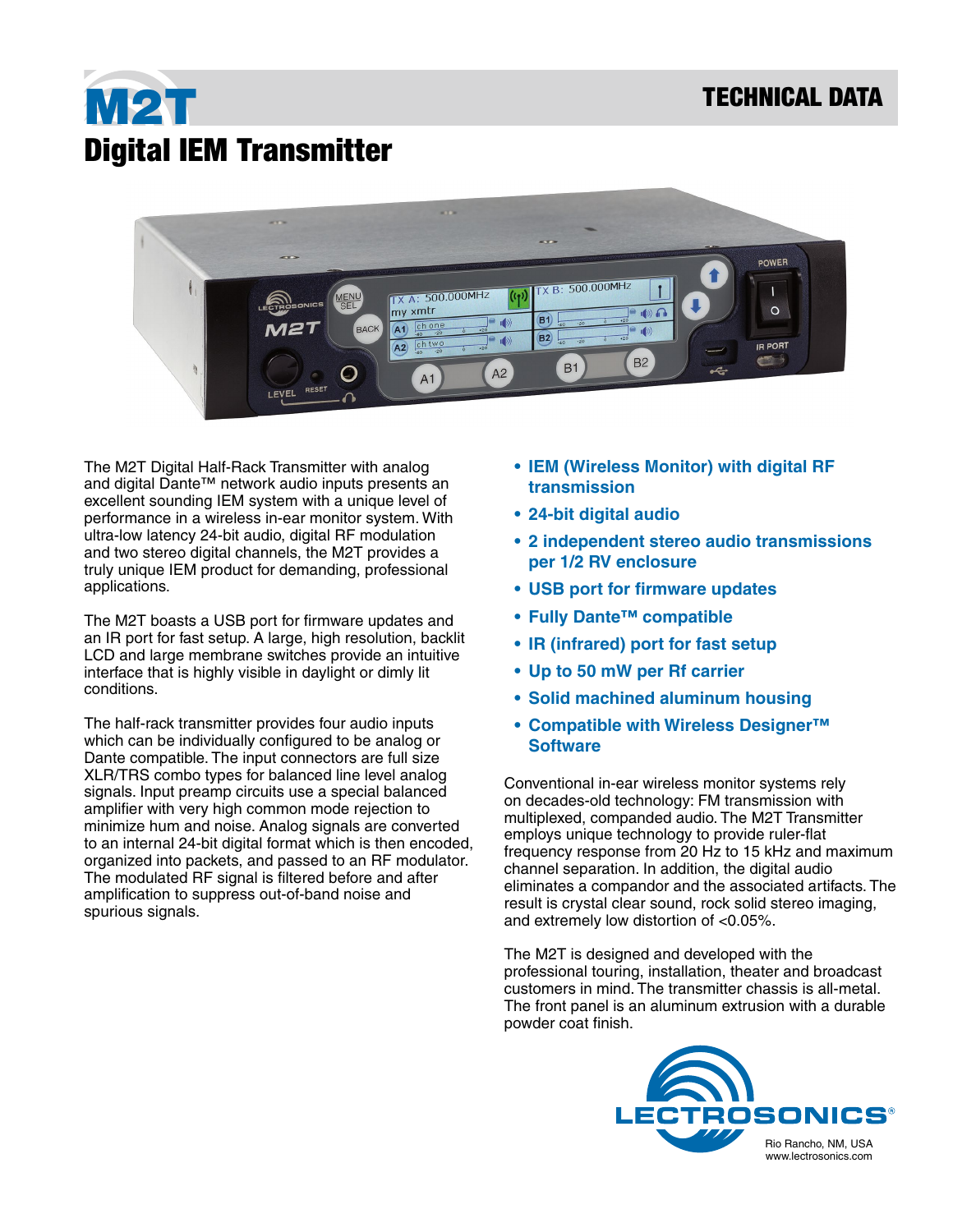# M2T

## Digital IEM Transmitter

TECHNICAL DATA

The M2T Digital Half-Rack Transmitter with analog and digital Dante™ network audio inputs presents an excellent sounding IEM system with a unique level of performance in a wireless in-ear monitor system. With ultra-low latency 24-bit audio, digital RF modulation and two stereo digital channels, the M2T provides a truly unique IEM product for demanding, professional applications.

The M2T boasts a USB port for firmware updates and an IR port for fast setup. A large, high resolution, backlit LCD and large membrane switches provide an intuitive interface that is highly visible in daylight or dimly lit conditions.

The half-rack transmitter provides four audio inputs which can be individually configured to be analog or Dante compatible. The input connectors are full size XLR/TRS combo types for balanced line level analog signals. Input preamp circuits use a special balanced amplifier with very high common mode rejection to minimize hum and noise. Analog signals are converted to an internal 24-bit digital format which is then encoded, organized into packets, and passed to an RF modulator. The modulated RF signal is filtered before and after amplification to suppress out-of-band noise and spurious signals.

- **IEM (Wireless Monitor) with digital RF transmission**
- **24-bit digital audio**
- **2 independent stereo audio transmissions per 1/2 RV enclosure**
- **USB port for firmware updates**
- **Fully Dante™ compatible**
- **IR (infrared) port for fast setup**
- **Up to 50 mW per Rf carrier**
- **Solid machined aluminum housing**
- **Compatible with Wireless Designer™ Software**

Conventional in-ear wireless monitor systems rely on decades-old technology: FM transmission with multiplexed, companded audio. The M2T Transmitter employs unique technology to provide ruler-flat frequency response from 20 Hz to 15 kHz and maximum channel separation. In addition, the digital audio eliminates a compandor and the associated artifacts. The result is crystal clear sound, rock solid stereo imaging, and extremely low distortion of <0.05%.

The M2T is designed and developed with the professional touring, installation, theater and broadcast customers in mind. The transmitter chassis is all-metal. The front panel is an aluminum extrusion with a durable powder coat finish.

LECTROSONICS®
Rio Rancho, NM, USA
www.lectrosonics.com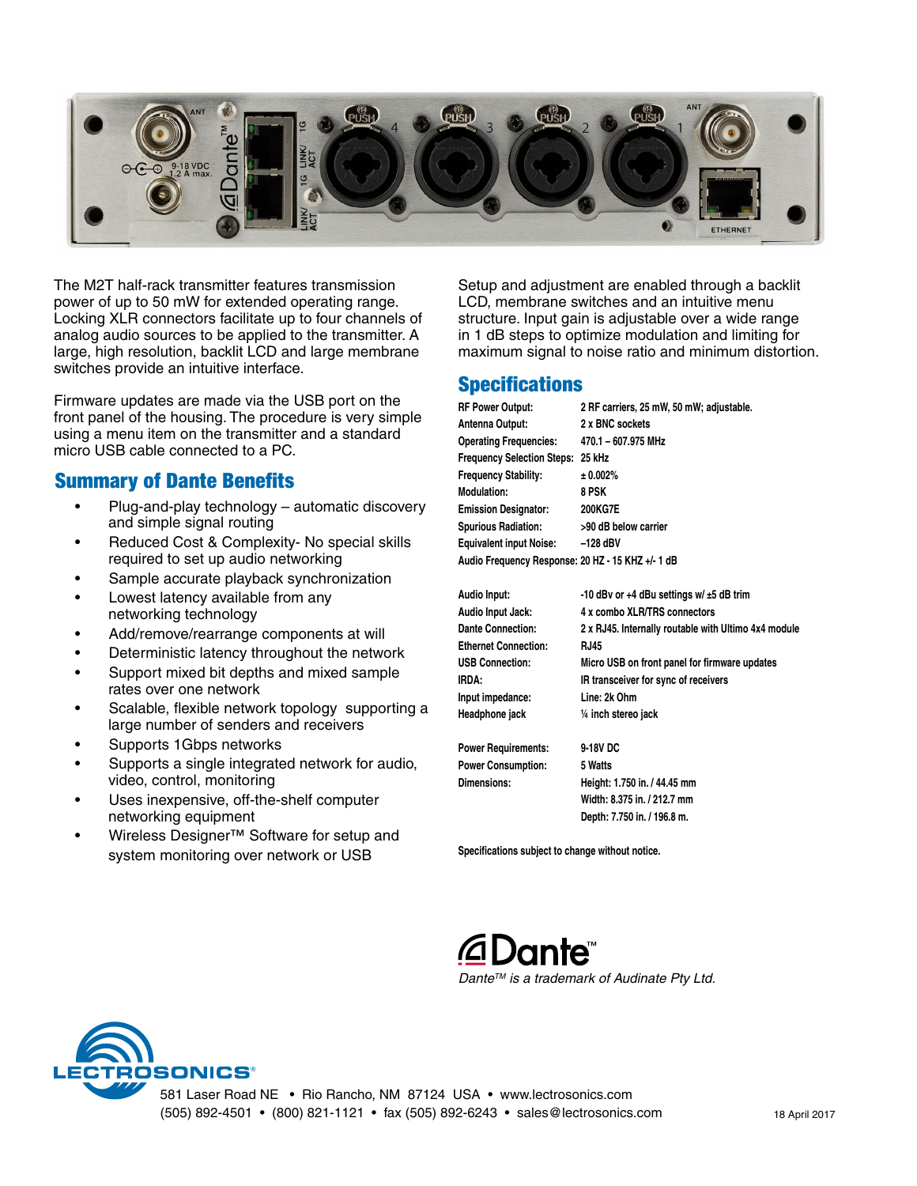The M2T half-rack transmitter features transmission power of up to 50 mW for extended operating range. Locking XLR connectors facilitate up to four channels of analog audio sources to be applied to the transmitter. A large, high resolution, backlit LCD and large membrane switches provide an intuitive interface.

Firmware updates are made via the USB port on the front panel of the housing. The procedure is very simple using a menu item on the transmitter and a standard micro USB cable connected to a PC.

## Summary of Dante Benefits

- Plug-and-play technology – automatic discovery and simple signal routing
- Reduced Cost & Complexity- No special skills required to set up audio networking
- Sample accurate playback synchronization
- Lowest latency available from any networking technology
- Add/remove/rearrange components at will
- Deterministic latency throughout the network
- Support mixed bit depths and mixed sample rates over one network
- Scalable, flexible network topology supporting a large number of senders and receivers
- Supports 1Gbps networks
- Supports a single integrated network for audio, video, control, monitoring
- Uses inexpensive, off-the-shelf computer networking equipment
- Wireless Designer™ Software for setup and system monitoring over network or USB

Setup and adjustment are enabled through a backlit LCD, membrane switches and an intuitive menu structure. Input gain is adjustable over a wide range in 1 dB steps to optimize modulation and limiting for maximum signal to noise ratio and minimum distortion.

## Specifications

| | |
|---|---|
| RF Power Output: | 2 RF carriers, 25 mW, 50 mW; adjustable. |
| Antenna Output: | 2 x BNC sockets |
| Operating Frequencies: | 470.1 – 607.975 MHz |
| Frequency Selection Steps: | 25 kHz |
| Frequency Stability: | ± 0.002% |
| Modulation: | 8 PSK |
| Emission Designator: | 200KG7E |
| Spurious Radiation: | >90 dB below carrier |
| Equivalent input Noise: | –128 dBV |
| Audio Frequency Response: | 20 HZ - 15 KHZ +/- 1 dB |
| Audio Input: | -10 dBv or +4 dBu settings w/ ±5 dB trim |
| Audio Input Jack: | 4 x combo XLR/TRS connectors |
| Dante Connection: | 2 x RJ45. Internally routable with Ultimo 4x4 module |
| Ethernet Connection: | RJ45 |
| USB Connection: | Micro USB on front panel for firmware updates |
| IRDA: | IR transceiver for sync of receivers |
| Input impedance: | Line: 2k Ohm |
| Headphone jack | ¼ inch stereo jack |
| Power Requirements: | 9-18V DC |
| Power Consumption: | 5 Watts |
| Dimensions: | Height: 1.750 in. / 44.45 mm |
| | Width: 8.375 in. / 212.7 mm |
| | Depth: 7.750 in. / 196.8 m. |

Specifications subject to change without notice.

*Dante™ is a trademark of Audinate Pty Ltd.*

LECTROSONICS®

581 Laser Road NE • Rio Rancho, NM 87124 USA • www.lectrosonics.com
(505) 892-4501 • (800) 821-1121 • fax (505) 892-6243 • sales@lectrosonics.com

18 April 2017